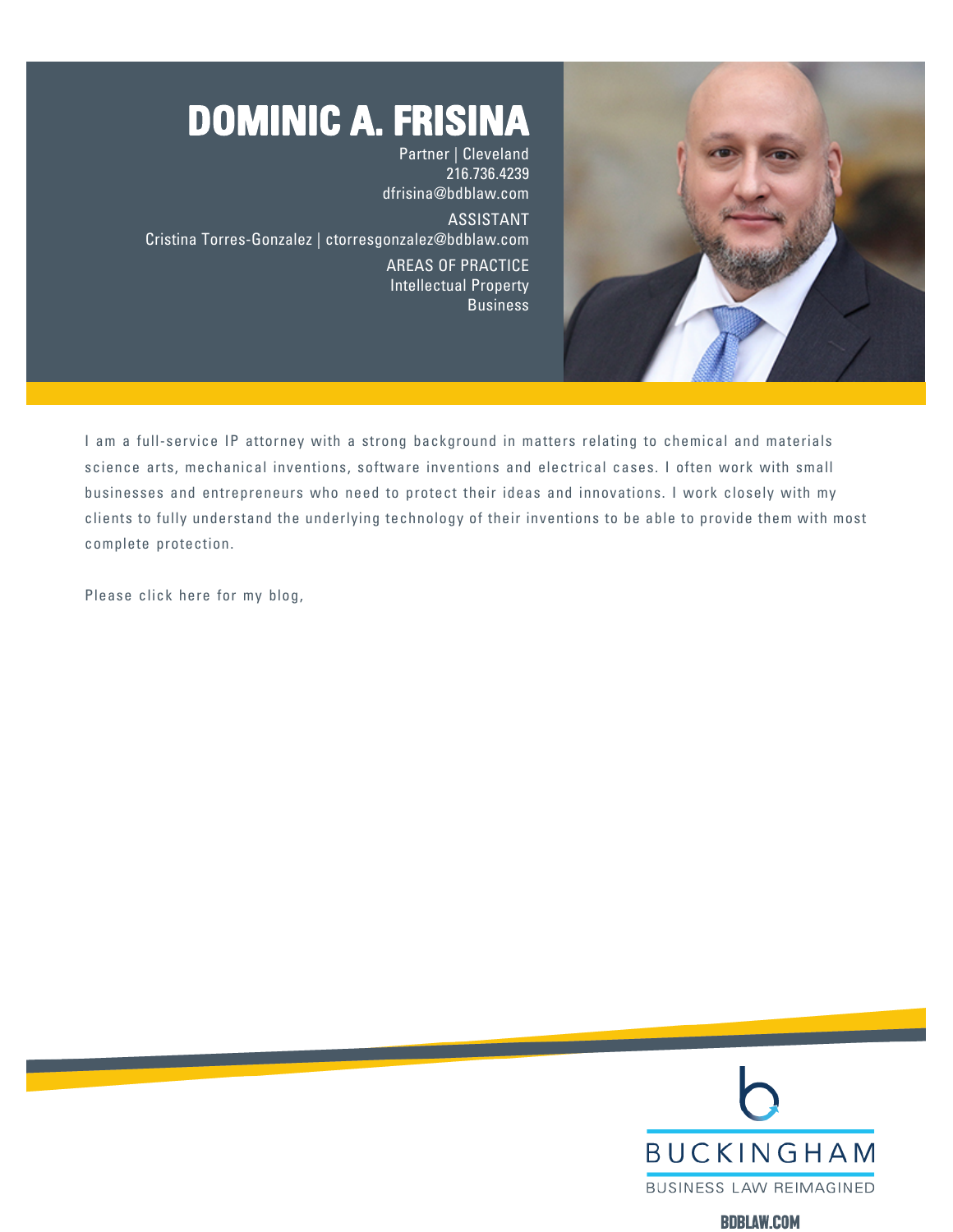# DOMINIC A. FRISINA

Partner | Cleveland
216.736.4239
dfrisina@bdblaw.com

ASSISTANT
Cristina Torres-Gonzalez | ctorresgonzalez@bdblaw.com

AREAS OF PRACTICE
Intellectual Property
Business

I am a full-service IP attorney with a strong background in matters relating to chemical and materials science arts, mechanical inventions, software inventions and electrical cases. I often work with small businesses and entrepreneurs who need to protect their ideas and innovations. I work closely with my clients to fully understand the underlying technology of their inventions to be able to provide them with most complete protection.

Please click here for my blog,

BUCKINGHAM
BUSINESS LAW REIMAGINED

BDBLAW.COM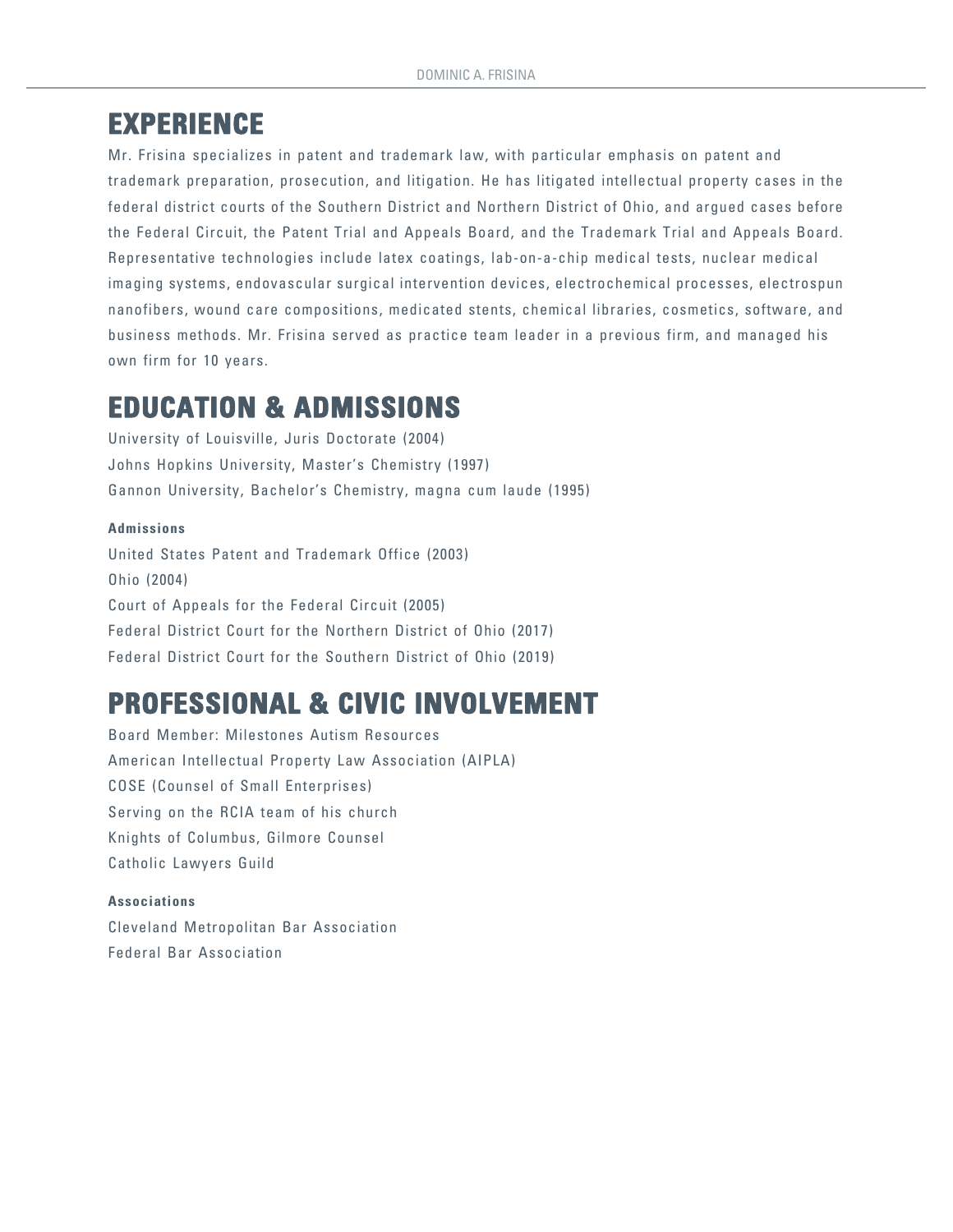## EXPERIENCE

Mr. Frisina specializes in patent and trademark law, with particular emphasis on patent and trademark preparation, prosecution, and litigation. He has litigated intellectual property cases in the federal district courts of the Southern District and Northern District of Ohio, and argued cases before the Federal Circuit, the Patent Trial and Appeals Board, and the Trademark Trial and Appeals Board. Representative technologies include latex coatings, lab-on-a-chip medical tests, nuclear medical imaging systems, endovascular surgical intervention devices, electrochemical processes, electrospun nanofibers, wound care compositions, medicated stents, chemical libraries, cosmetics, software, and business methods. Mr. Frisina served as practice team leader in a previous firm, and managed his own firm for 10 years.

## EDUCATION & ADMISSIONS

University of Louisville, Juris Doctorate (2004)
Johns Hopkins University, Master's Chemistry (1997)
Gannon University, Bachelor's Chemistry, magna cum laude (1995)

**Admissions**

United States Patent and Trademark Office (2003)
Ohio (2004)
Court of Appeals for the Federal Circuit (2005)
Federal District Court for the Northern District of Ohio (2017)
Federal District Court for the Southern District of Ohio (2019)

## PROFESSIONAL & CIVIC INVOLVEMENT

Board Member: Milestones Autism Resources
American Intellectual Property Law Association (AIPLA)
COSE (Counsel of Small Enterprises)
Serving on the RCIA team of his church
Knights of Columbus, Gilmore Counsel
Catholic Lawyers Guild

**Associations**

Cleveland Metropolitan Bar Association
Federal Bar Association